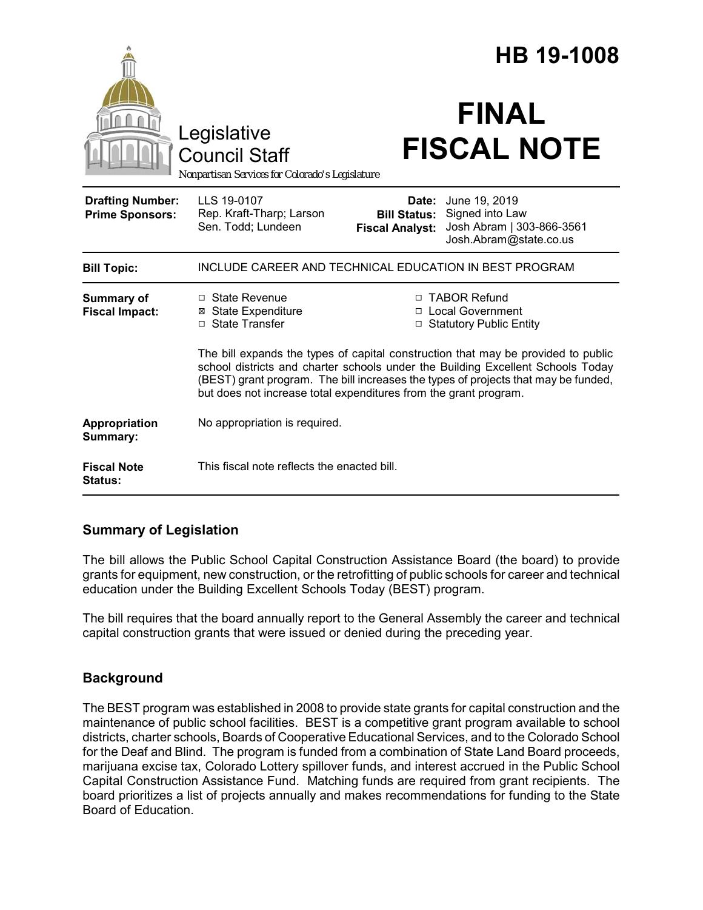# HB 19-1008

Legislative Council Staff

*Nonpartisan Services for Colorado's Legislature*

# FINAL FISCAL NOTE

| | | | |
|---|---|---|---|
| **Drafting Number:** | LLS 19-0107 | **Date:** | June 19, 2019 |
| **Prime Sponsors:** | Rep. Kraft-Tharp; Larson<br>Sen. Todd; Lundeen | **Bill Status:** | Signed into Law |
| | | **Fiscal Analyst:** | Josh Abram \| 303-866-3561<br>Josh.Abram@state.co.us |

| | |
|---|---|
| **Bill Topic:** | INCLUDE CAREER AND TECHNICAL EDUCATION IN BEST PROGRAM |
| **Summary of Fiscal Impact:** | ☐ State Revenue<br>☒ State Expenditure<br>☐ State Transfer<br>☐ TABOR Refund<br>☐ Local Government<br>☐ Statutory Public Entity<br><br>The bill expands the types of capital construction that may be provided to public school districts and charter schools under the Building Excellent Schools Today (BEST) grant program. The bill increases the types of projects that may be funded, but does not increase total expenditures from the grant program. |
| **Appropriation Summary:** | No appropriation is required. |
| **Fiscal Note Status:** | This fiscal note reflects the enacted bill. |

## Summary of Legislation

The bill allows the Public School Capital Construction Assistance Board (the board) to provide grants for equipment, new construction, or the retrofitting of public schools for career and technical education under the Building Excellent Schools Today (BEST) program.

The bill requires that the board annually report to the General Assembly the career and technical capital construction grants that were issued or denied during the preceding year.

## Background

The BEST program was established in 2008 to provide state grants for capital construction and the maintenance of public school facilities. BEST is a competitive grant program available to school districts, charter schools, Boards of Cooperative Educational Services, and to the Colorado School for the Deaf and Blind. The program is funded from a combination of State Land Board proceeds, marijuana excise tax, Colorado Lottery spillover funds, and interest accrued in the Public School Capital Construction Assistance Fund. Matching funds are required from grant recipients. The board prioritizes a list of projects annually and makes recommendations for funding to the State Board of Education.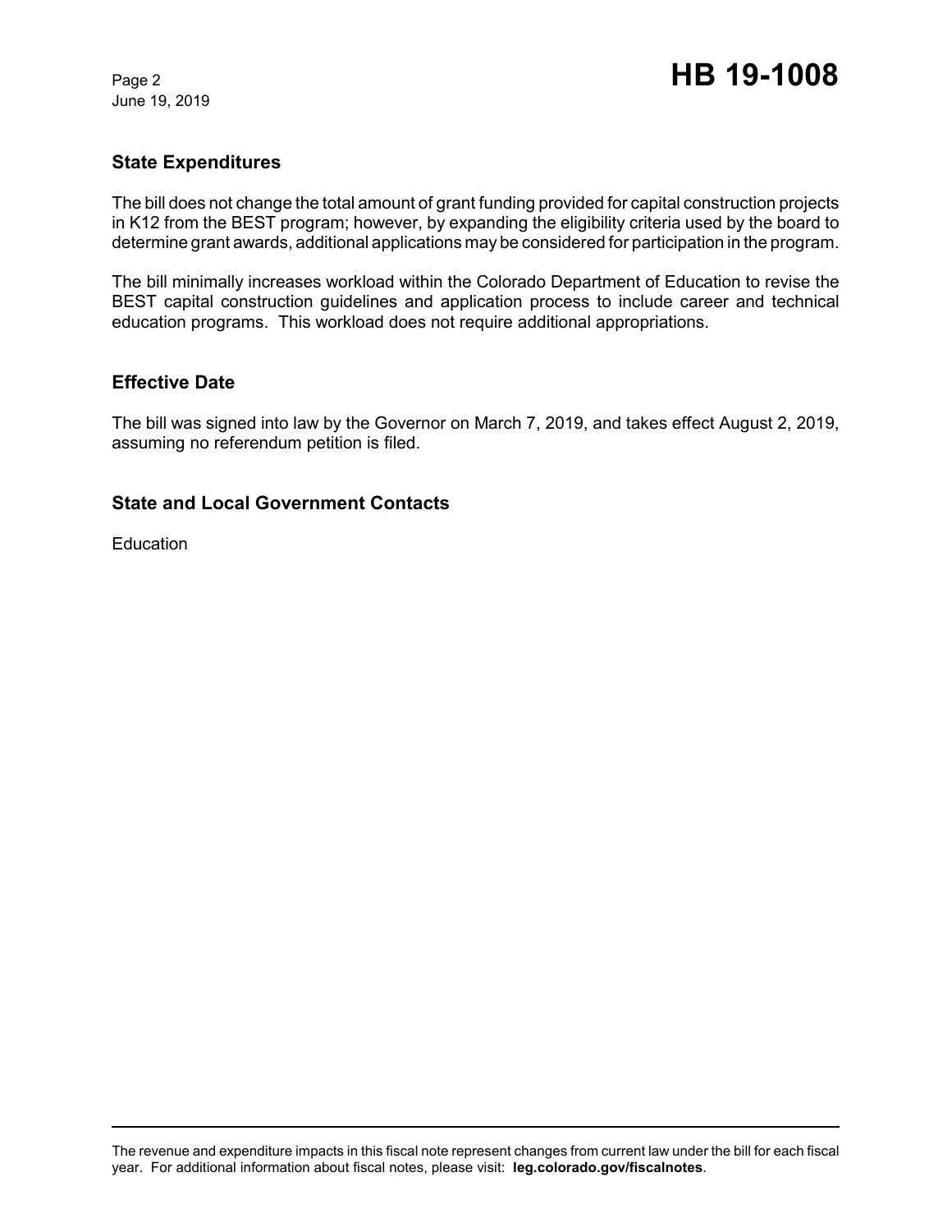## State Expenditures

The bill does not change the total amount of grant funding provided for capital construction projects in K12 from the BEST program; however, by expanding the eligibility criteria used by the board to determine grant awards, additional applications may be considered for participation in the program.

The bill minimally increases workload within the Colorado Department of Education to revise the BEST capital construction guidelines and application process to include career and technical education programs. This workload does not require additional appropriations.

## Effective Date

The bill was signed into law by the Governor on March 7, 2019, and takes effect August 2, 2019, assuming no referendum petition is filed.

## State and Local Government Contacts

Education

The revenue and expenditure impacts in this fiscal note represent changes from current law under the bill for each fiscal year. For additional information about fiscal notes, please visit: **leg.colorado.gov/fiscalnotes**.